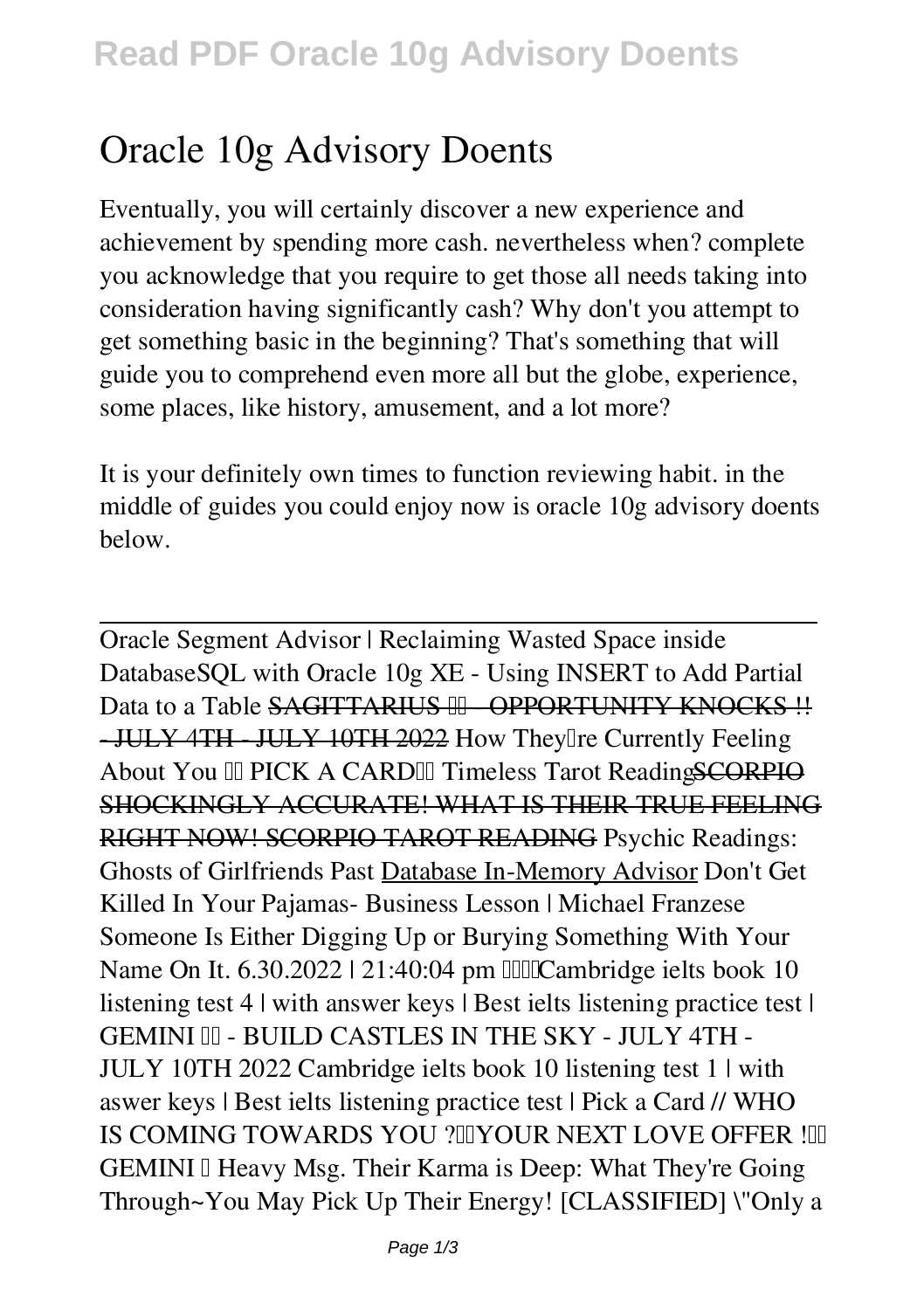# Oracle 10g Advisory Doents

Eventually, you will certainly discover a new experience and achievement by spending more cash. nevertheless when? complete you acknowledge that you require to get those all needs taking into consideration having significantly cash? Why don't you attempt to get something basic in the beginning? That's something that will guide you to comprehend even more all but the globe, experience, some places, like history, amusement, and a lot more?

It is your definitely own times to function reviewing habit. in the middle of guides you could enjoy now is **oracle 10g advisory doents** below.

---

Oracle Segment Advisor | Reclaiming Wasted Space inside DatabaseSQL with Oracle 10g XE - Using INSERT to Add Partial Data to a Table ~~SAGITTARIUS - OPPORTUNITY KNOCKS !! - JULY 4TH - JULY 10TH 2022~~ How They're Currently Feeling About You PICK A CARD Timeless Tarot Reading~~SCORPIO SHOCKINGLY ACCURATE! WHAT IS THEIR TRUE FEELING RIGHT NOW! SCORPIO TAROT READING~~ Psychic Readings: Ghosts of Girlfriends Past Database In-Memory Advisor Don't Get Killed In Your Pajamas- Business Lesson | Michael Franzese Someone Is Either Digging Up or Burying Something With Your Name On It. 6.30.2022 | 21:40:04 pm Cambridge ielts book 10 listening test 4 | with answer keys | Best ielts listening practice test | GEMINI - BUILD CASTLES IN THE SKY - JULY 4TH - JULY 10TH 2022 Cambridge ielts book 10 listening test 1 | with aswer keys | Best ielts listening practice test | Pick a Card // WHO IS COMING TOWARDS YOU ?YOUR NEXT LOVE OFFER ! GEMINI Heavy Msg. Their Karma is Deep: What They're Going Through~You May Pick Up Their Energy! [CLASSIFIED] "Only a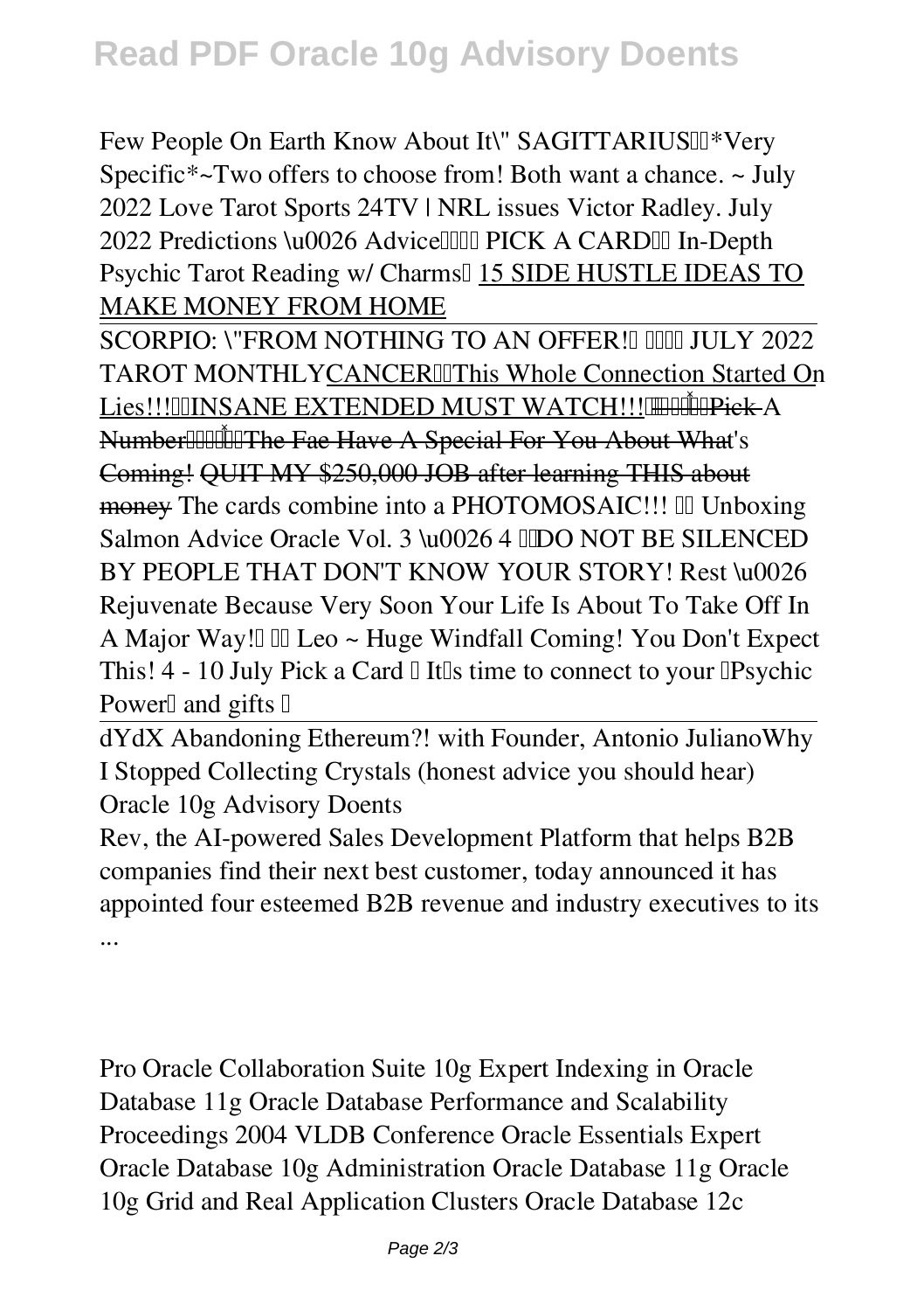Few People On Earth Know About It\" SAGITTARIUS *Very Specific*~Two offers to choose from! Both want a chance. ~ July 2022 Love Tarot Sports 24TV | NRL issues Victor Radley. July 2022 Predictions \u0026 Advice PICK A CARD In-Depth Psychic Tarot Reading w/ Charms 15 SIDE HUSTLE IDEAS TO MAKE MONEY FROM HOME

SCORPIO: \"FROM NOTHING TO AN OFFER! JULY 2022 TAROT MONTHLY CANCER This Whole Connection Started On Lies!!! INSANE EXTENDED MUST WATCH!!! Pick A Number The Fae Have A Special For You About What's Coming! QUIT MY $250,000 JOB after learning THIS about money The cards combine into a PHOTOMOSAIC!!! Unboxing Salmon Advice Oracle Vol. 3 \u0026 4 DO NOT BE SILENCED BY PEOPLE THAT DON'T KNOW YOUR STORY! Rest \u0026 Rejuvenate Because Very Soon Your Life Is About To Take Off In A Major Way! Leo ~ Huge Windfall Coming! You Don't Expect This! 4 - 10 July Pick a Card It's time to connect to your Psychic Power and gifts

dYdX Abandoning Ethereum?! with Founder, Antonio Juliano Why I Stopped Collecting Crystals (honest advice you should hear) Oracle 10g Advisory Doents

Rev, the AI-powered Sales Development Platform that helps B2B companies find their next best customer, today announced it has appointed four esteemed B2B revenue and industry executives to its ...

Pro Oracle Collaboration Suite 10g Expert Indexing in Oracle Database 11g Oracle Database Performance and Scalability Proceedings 2004 VLDB Conference Oracle Essentials Expert Oracle Database 10g Administration Oracle Database 11g Oracle 10g Grid and Real Application Clusters Oracle Database 12c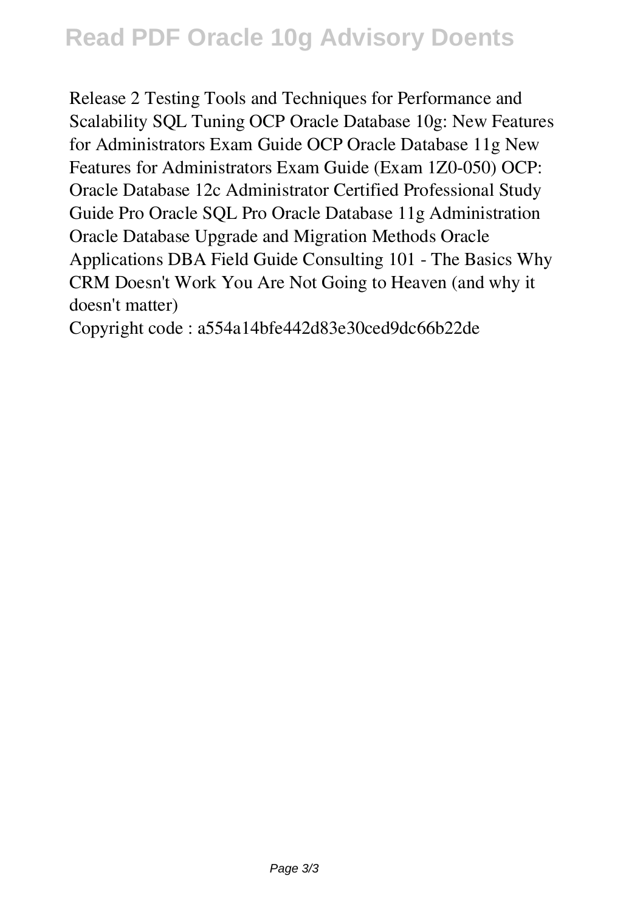Release 2 Testing Tools and Techniques for Performance and Scalability SQL Tuning OCP Oracle Database 10g: New Features for Administrators Exam Guide OCP Oracle Database 11g New Features for Administrators Exam Guide (Exam 1Z0-050) OCP: Oracle Database 12c Administrator Certified Professional Study Guide Pro Oracle SQL Pro Oracle Database 11g Administration Oracle Database Upgrade and Migration Methods Oracle Applications DBA Field Guide Consulting 101 - The Basics Why CRM Doesn't Work You Are Not Going to Heaven (and why it doesn't matter)

Copyright code : a554a14bfe442d83e30ced9dc66b22de